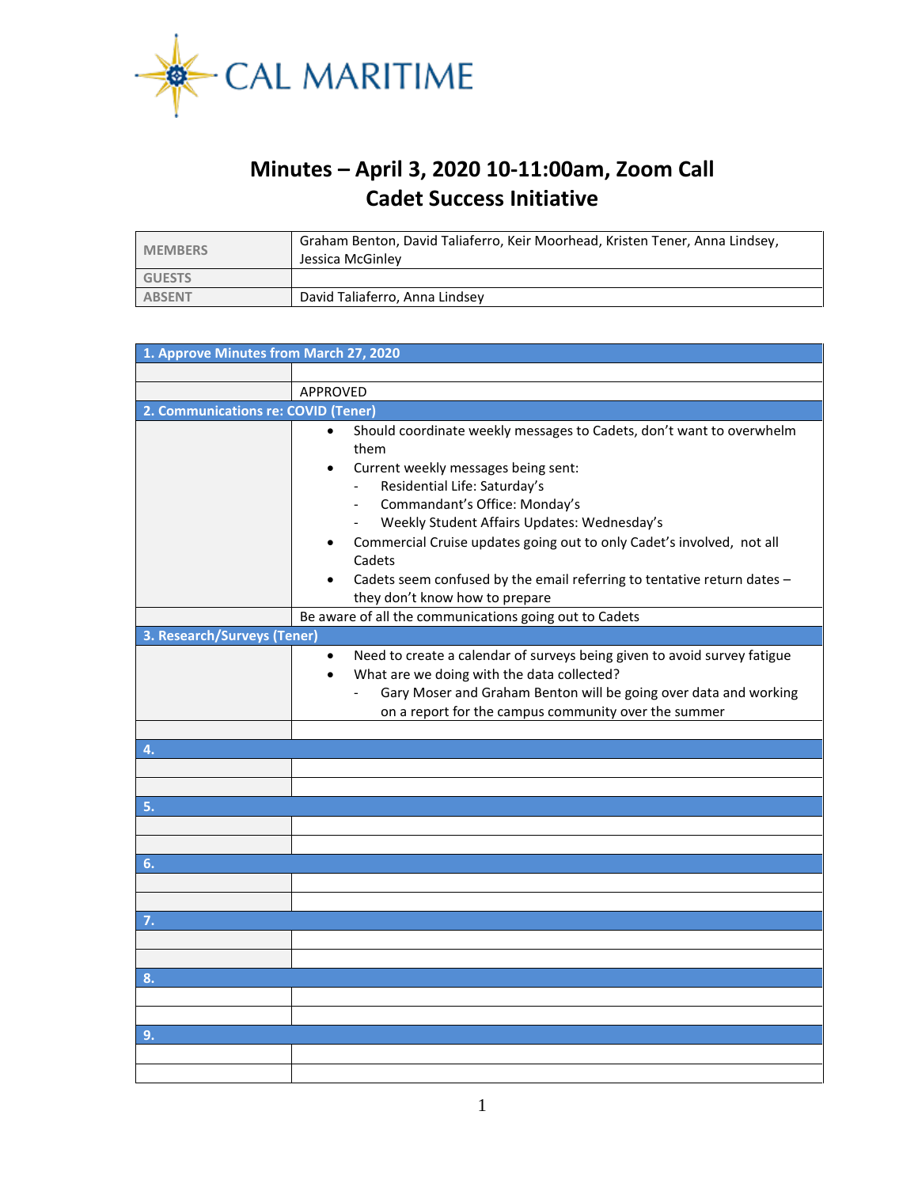CAL MARITIME

# Minutes – April 3, 2020 10-11:00am, Zoom Call
# Cadet Success Initiative

| | |
|---|---|
| MEMBERS | Graham Benton, David Taliaferro, Keir Moorhead, Kristen Tener, Anna Lindsey, Jessica McGinley |
| GUESTS | |
| ABSENT | David Taliaferro, Anna Lindsey |

**1. Approve Minutes from March 27, 2020**

APPROVED

**2. Communications re: COVID (Tener)**

- Should coordinate weekly messages to Cadets, don't want to overwhelm them
- Current weekly messages being sent:
  - Residential Life: Saturday's
  - Commandant's Office: Monday's
  - Weekly Student Affairs Updates: Wednesday's
- Commercial Cruise updates going out to only Cadet's involved, not all Cadets
- Cadets seem confused by the email referring to tentative return dates – they don't know how to prepare

Be aware of all the communications going out to Cadets

**3. Research/Surveys (Tener)**

- Need to create a calendar of surveys being given to avoid survey fatigue
- What are we doing with the data collected?
  - Gary Moser and Graham Benton will be going over data and working on a report for the campus community over the summer

**4.**

**5.**

**6.**

**7.**

**8.**

**9.**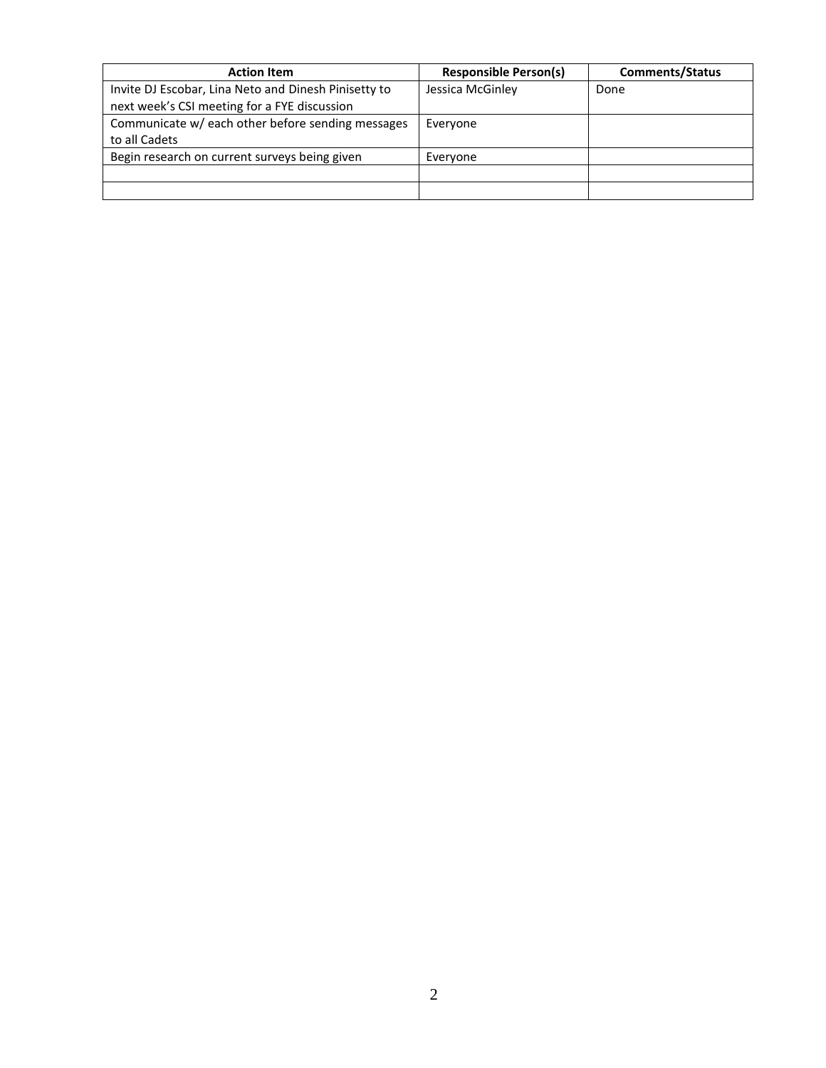| Action Item | Responsible Person(s) | Comments/Status |
|---|---|---|
| Invite DJ Escobar, Lina Neto and Dinesh Pinisetty to next week's CSI meeting for a FYE discussion | Jessica McGinley | Done |
| Communicate w/ each other before sending messages to all Cadets | Everyone | |
| Begin research on current surveys being given | Everyone | |
| | | |
| | | |